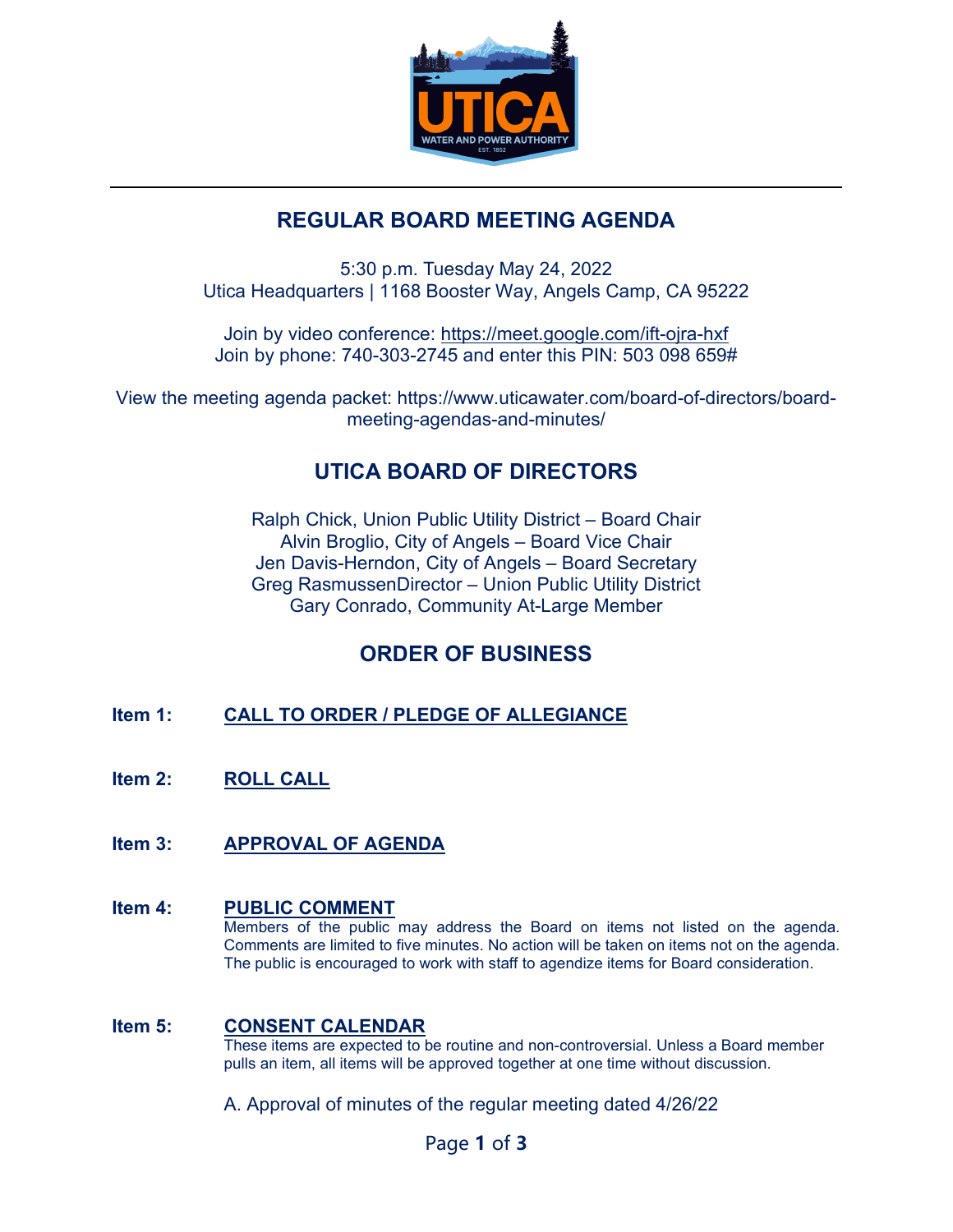# REGULAR BOARD MEETING AGENDA

5:30 p.m. Tuesday May 24, 2022
Utica Headquarters | 1168 Booster Way, Angels Camp, CA 95222

Join by video conference: https://meet.google.com/ift-ojra-hxf
Join by phone: 740-303-2745 and enter this PIN: 503 098 659#

View the meeting agenda packet: https://www.uticawater.com/board-of-directors/board-meeting-agendas-and-minutes/

## UTICA BOARD OF DIRECTORS

Ralph Chick, Union Public Utility District – Board Chair
Alvin Broglio, City of Angels – Board Vice Chair
Jen Davis-Herndon, City of Angels – Board Secretary
Greg RasmussenDirector – Union Public Utility District
Gary Conrado, Community At-Large Member

## ORDER OF BUSINESS

**Item 1: CALL TO ORDER / PLEDGE OF ALLEGIANCE**

**Item 2: ROLL CALL**

**Item 3: APPROVAL OF AGENDA**

**Item 4: PUBLIC COMMENT**

Members of the public may address the Board on items not listed on the agenda. Comments are limited to five minutes. No action will be taken on items not on the agenda. The public is encouraged to work with staff to agendize items for Board consideration.

**Item 5: CONSENT CALENDAR**

These items are expected to be routine and non-controversial. Unless a Board member pulls an item, all items will be approved together at one time without discussion.

A. Approval of minutes of the regular meeting dated 4/26/22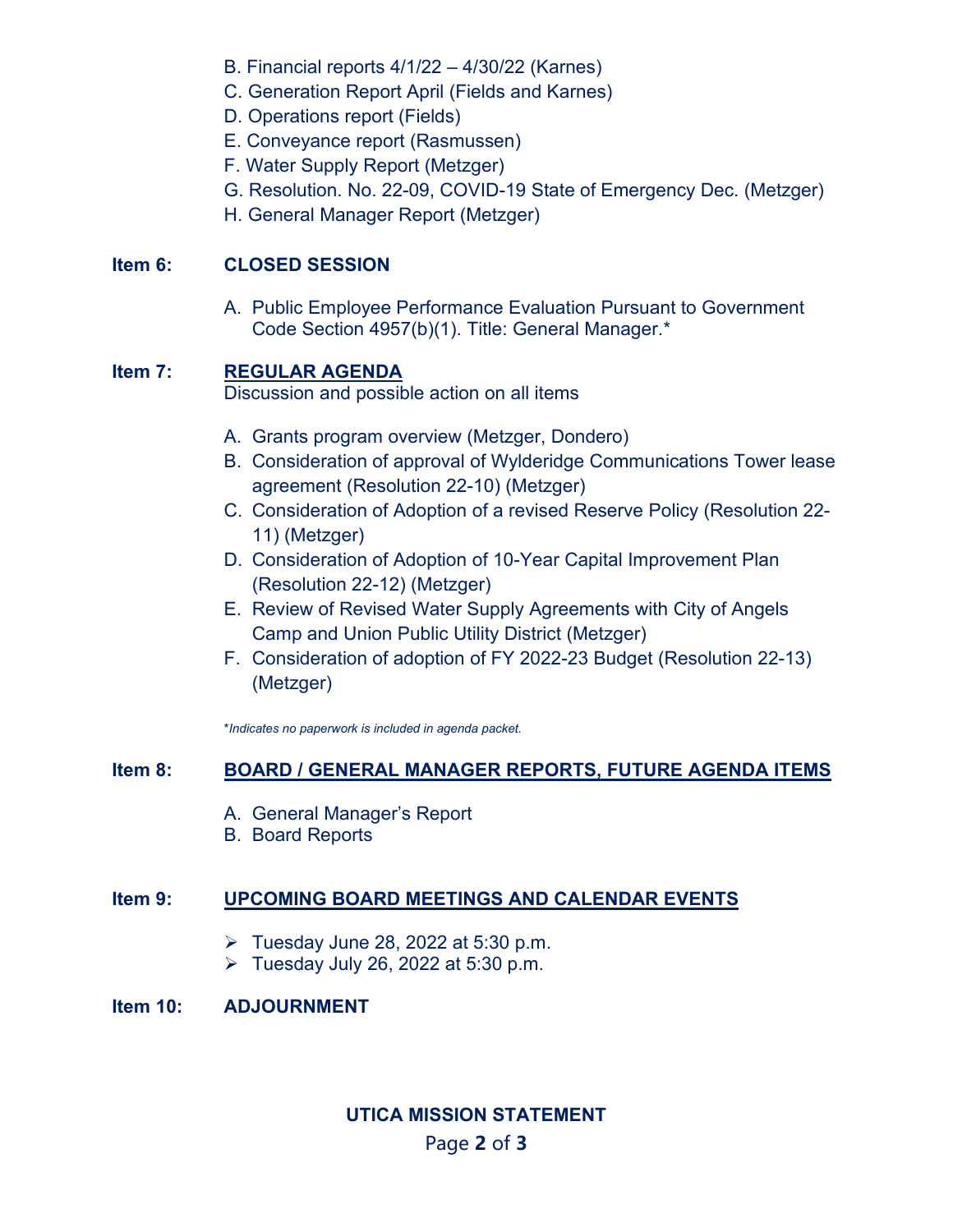B. Financial reports 4/1/22 – 4/30/22 (Karnes)
C. Generation Report April (Fields and Karnes)
D. Operations report (Fields)
E. Conveyance report (Rasmussen)
F. Water Supply Report (Metzger)
G. Resolution. No. 22-09, COVID-19 State of Emergency Dec. (Metzger)
H. General Manager Report (Metzger)

**Item 6: CLOSED SESSION**

A. Public Employee Performance Evaluation Pursuant to Government Code Section 4957(b)(1). Title: General Manager.*

**Item 7: REGULAR AGENDA**

Discussion and possible action on all items

A. Grants program overview (Metzger, Dondero)
B. Consideration of approval of Wylderidge Communications Tower lease agreement (Resolution 22-10) (Metzger)
C. Consideration of Adoption of a revised Reserve Policy (Resolution 22-11) (Metzger)
D. Consideration of Adoption of 10-Year Capital Improvement Plan (Resolution 22-12) (Metzger)
E. Review of Revised Water Supply Agreements with City of Angels Camp and Union Public Utility District (Metzger)
F. Consideration of adoption of FY 2022-23 Budget (Resolution 22-13) (Metzger)

**Indicates no paperwork is included in agenda packet.*

**Item 8: BOARD / GENERAL MANAGER REPORTS, FUTURE AGENDA ITEMS**

A. General Manager's Report
B. Board Reports

**Item 9: UPCOMING BOARD MEETINGS AND CALENDAR EVENTS**

- Tuesday June 28, 2022 at 5:30 p.m.
- Tuesday July 26, 2022 at 5:30 p.m.

**Item 10: ADJOURNMENT**

**UTICA MISSION STATEMENT**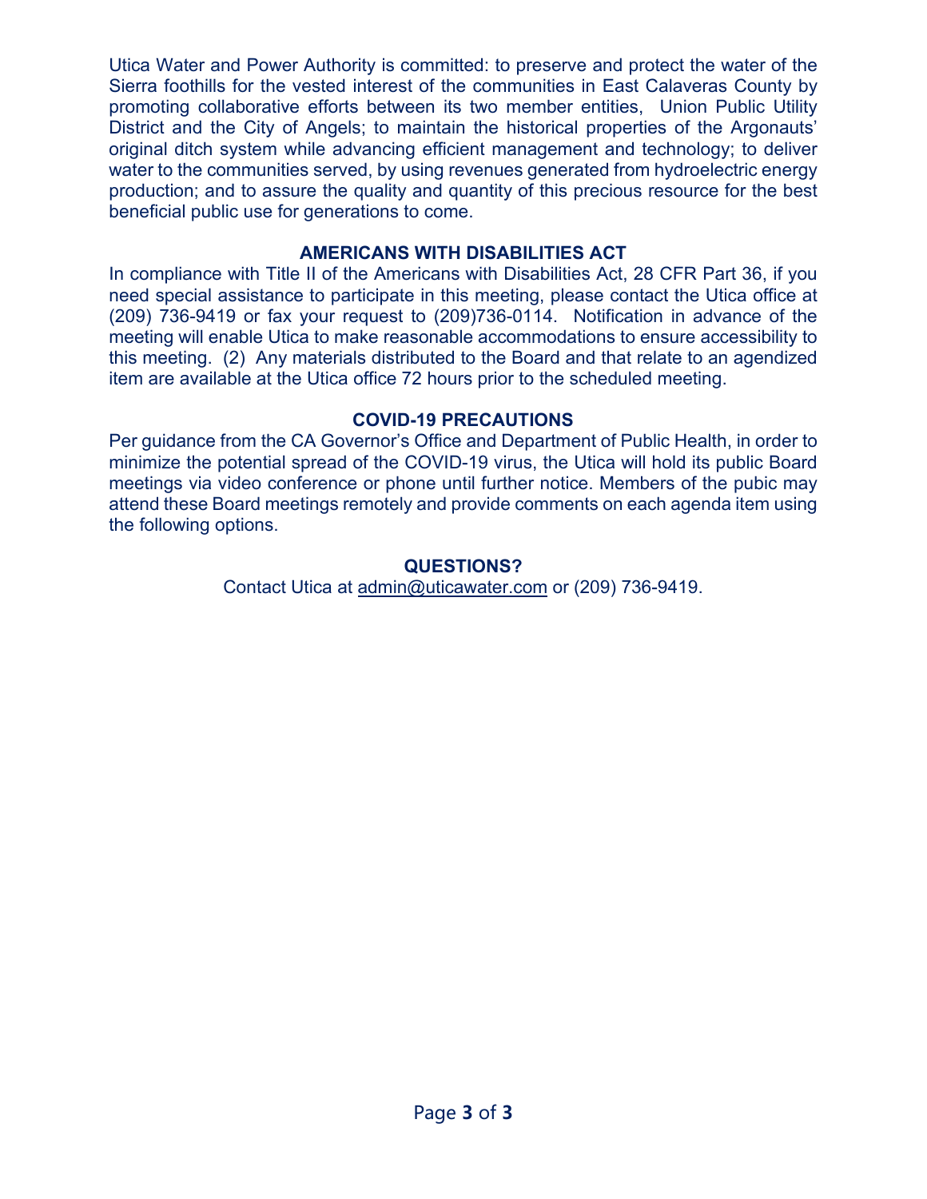Utica Water and Power Authority is committed: to preserve and protect the water of the Sierra foothills for the vested interest of the communities in East Calaveras County by promoting collaborative efforts between its two member entities, Union Public Utility District and the City of Angels; to maintain the historical properties of the Argonauts' original ditch system while advancing efficient management and technology; to deliver water to the communities served, by using revenues generated from hydroelectric energy production; and to assure the quality and quantity of this precious resource for the best beneficial public use for generations to come.

## AMERICANS WITH DISABILITIES ACT

In compliance with Title II of the Americans with Disabilities Act, 28 CFR Part 36, if you need special assistance to participate in this meeting, please contact the Utica office at (209) 736-9419 or fax your request to (209)736-0114. Notification in advance of the meeting will enable Utica to make reasonable accommodations to ensure accessibility to this meeting. (2) Any materials distributed to the Board and that relate to an agendized item are available at the Utica office 72 hours prior to the scheduled meeting.

## COVID-19 PRECAUTIONS

Per guidance from the CA Governor's Office and Department of Public Health, in order to minimize the potential spread of the COVID-19 virus, the Utica will hold its public Board meetings via video conference or phone until further notice. Members of the pubic may attend these Board meetings remotely and provide comments on each agenda item using the following options.

## QUESTIONS?

Contact Utica at admin@uticawater.com or (209) 736-9419.